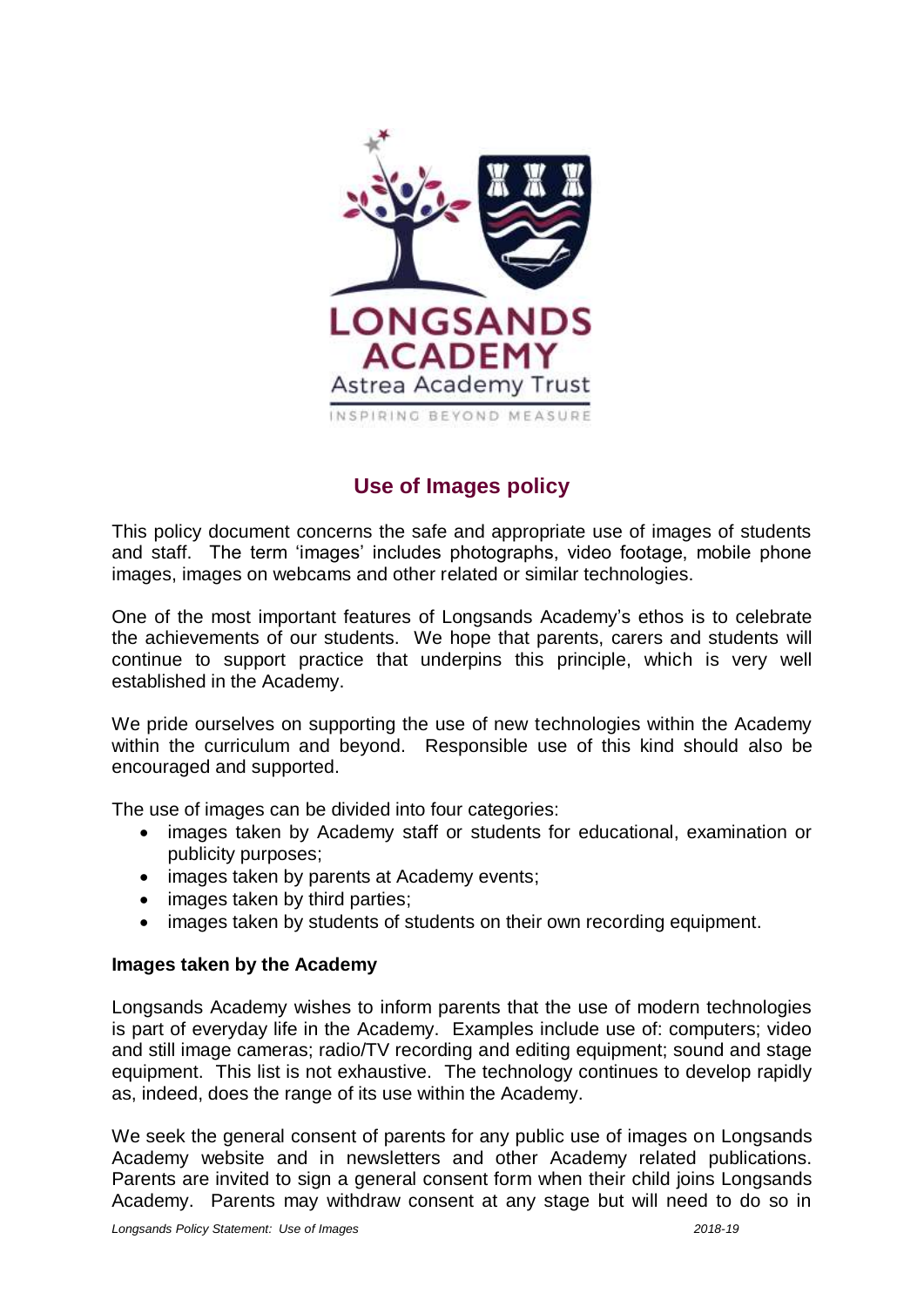# Use of Images policy

This policy document concerns the safe and appropriate use of images of students and staff. The term 'images' includes photographs, video footage, mobile phone images, images on webcams and other related or similar technologies.

One of the most important features of Longsands Academy's ethos is to celebrate the achievements of our students. We hope that parents, carers and students will continue to support practice that underpins this principle, which is very well established in the Academy.

We pride ourselves on supporting the use of new technologies within the Academy within the curriculum and beyond. Responsible use of this kind should also be encouraged and supported.

The use of images can be divided into four categories:

- images taken by Academy staff or students for educational, examination or publicity purposes;
- images taken by parents at Academy events;
- images taken by third parties;
- images taken by students of students on their own recording equipment.

**Images taken by the Academy**

Longsands Academy wishes to inform parents that the use of modern technologies is part of everyday life in the Academy. Examples include use of: computers; video and still image cameras; radio/TV recording and editing equipment; sound and stage equipment. This list is not exhaustive. The technology continues to develop rapidly as, indeed, does the range of its use within the Academy.

We seek the general consent of parents for any public use of images on Longsands Academy website and in newsletters and other Academy related publications. Parents are invited to sign a general consent form when their child joins Longsands Academy. Parents may withdraw consent at any stage but will need to do so in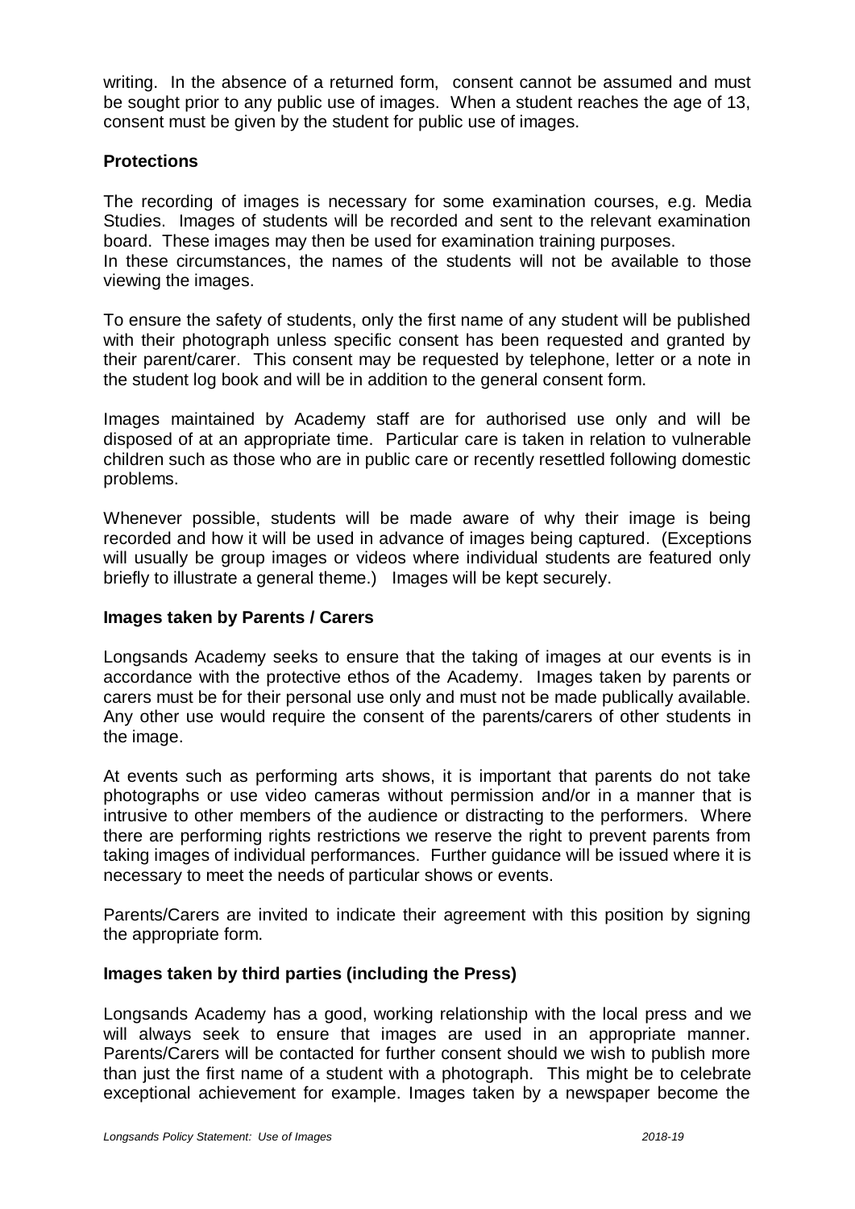writing. In the absence of a returned form, consent cannot be assumed and must be sought prior to any public use of images. When a student reaches the age of 13, consent must be given by the student for public use of images.

## Protections

The recording of images is necessary for some examination courses, e.g. Media Studies. Images of students will be recorded and sent to the relevant examination board. These images may then be used for examination training purposes.
In these circumstances, the names of the students will not be available to those viewing the images.

To ensure the safety of students, only the first name of any student will be published with their photograph unless specific consent has been requested and granted by their parent/carer. This consent may be requested by telephone, letter or a note in the student log book and will be in addition to the general consent form.

Images maintained by Academy staff are for authorised use only and will be disposed of at an appropriate time. Particular care is taken in relation to vulnerable children such as those who are in public care or recently resettled following domestic problems.

Whenever possible, students will be made aware of why their image is being recorded and how it will be used in advance of images being captured. (Exceptions will usually be group images or videos where individual students are featured only briefly to illustrate a general theme.) Images will be kept securely.

## Images taken by Parents / Carers

Longsands Academy seeks to ensure that the taking of images at our events is in accordance with the protective ethos of the Academy. Images taken by parents or carers must be for their personal use only and must not be made publically available. Any other use would require the consent of the parents/carers of other students in the image.

At events such as performing arts shows, it is important that parents do not take photographs or use video cameras without permission and/or in a manner that is intrusive to other members of the audience or distracting to the performers. Where there are performing rights restrictions we reserve the right to prevent parents from taking images of individual performances. Further guidance will be issued where it is necessary to meet the needs of particular shows or events.

Parents/Carers are invited to indicate their agreement with this position by signing the appropriate form.

## Images taken by third parties (including the Press)

Longsands Academy has a good, working relationship with the local press and we will always seek to ensure that images are used in an appropriate manner. Parents/Carers will be contacted for further consent should we wish to publish more than just the first name of a student with a photograph. This might be to celebrate exceptional achievement for example. Images taken by a newspaper become the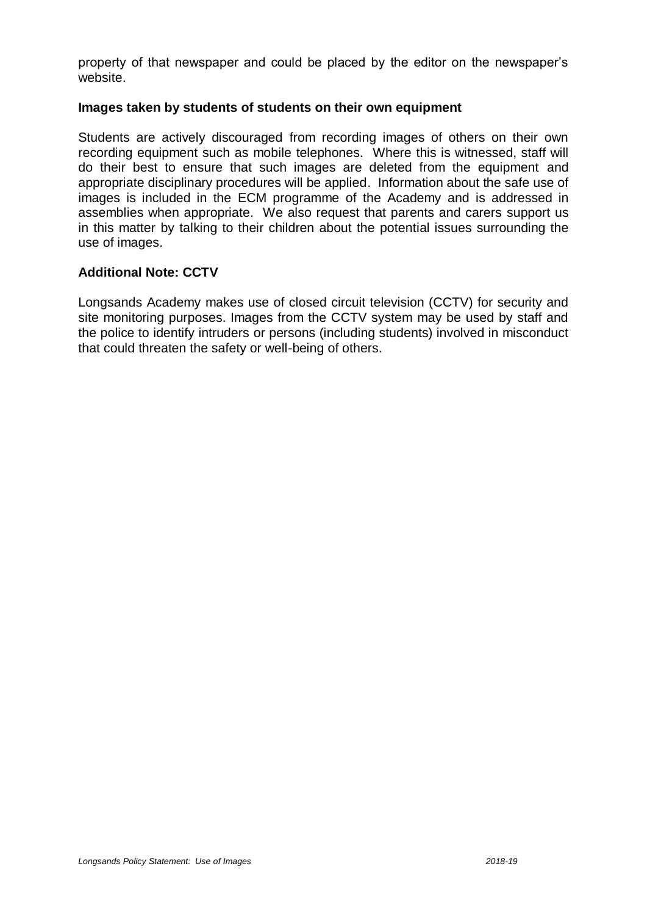property of that newspaper and could be placed by the editor on the newspaper's website.

**Images taken by students of students on their own equipment**

Students are actively discouraged from recording images of others on their own recording equipment such as mobile telephones. Where this is witnessed, staff will do their best to ensure that such images are deleted from the equipment and appropriate disciplinary procedures will be applied. Information about the safe use of images is included in the ECM programme of the Academy and is addressed in assemblies when appropriate. We also request that parents and carers support us in this matter by talking to their children about the potential issues surrounding the use of images.

**Additional Note: CCTV**

Longsands Academy makes use of closed circuit television (CCTV) for security and site monitoring purposes. Images from the CCTV system may be used by staff and the police to identify intruders or persons (including students) involved in misconduct that could threaten the safety or well-being of others.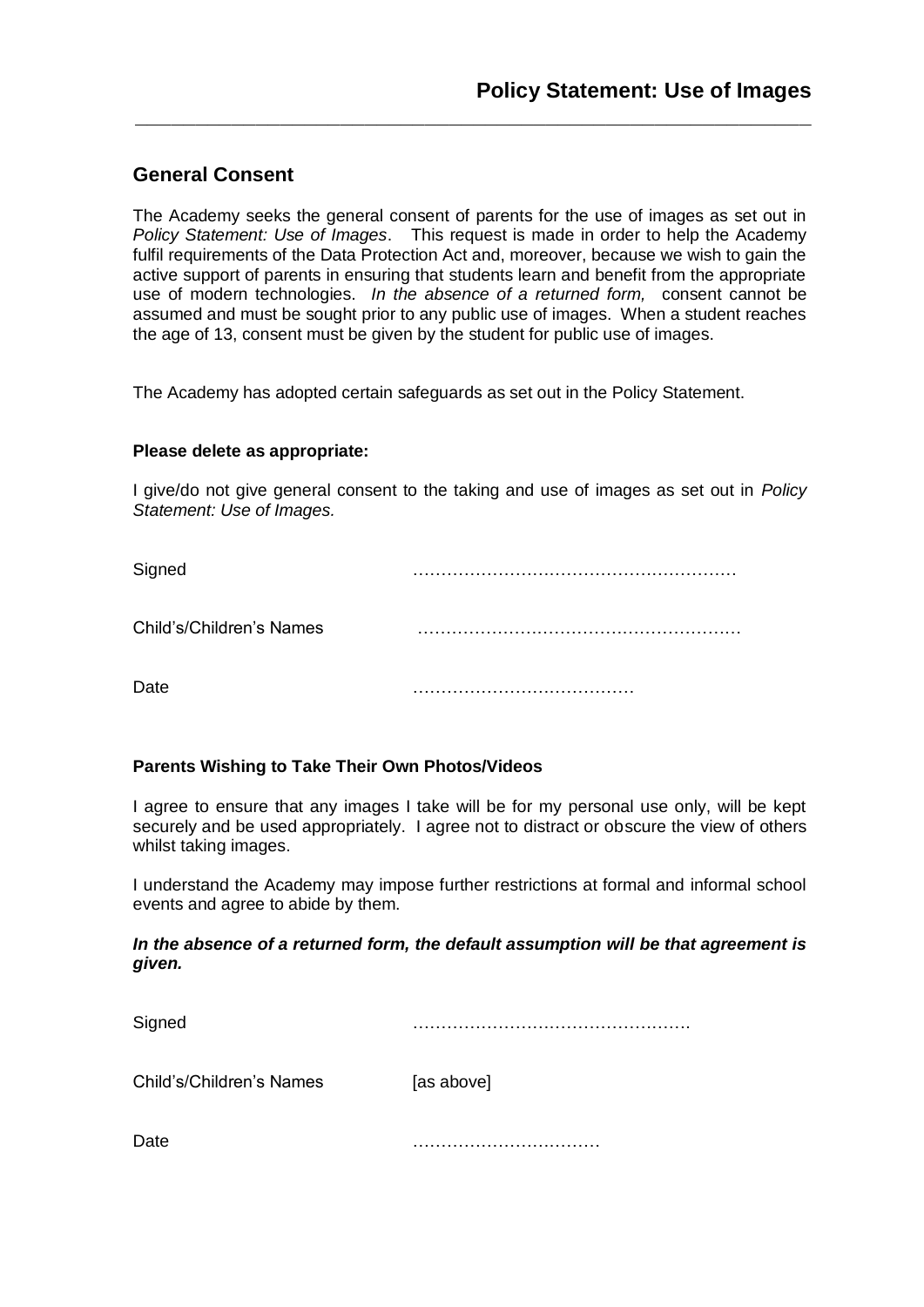# Policy Statement: Use of Images

## General Consent

The Academy seeks the general consent of parents for the use of images as set out in *Policy Statement: Use of Images*. This request is made in order to help the Academy fulfil requirements of the Data Protection Act and, moreover, because we wish to gain the active support of parents in ensuring that students learn and benefit from the appropriate use of modern technologies. *In the absence of a returned form,* consent cannot be assumed and must be sought prior to any public use of images. When a student reaches the age of 13, consent must be given by the student for public use of images.

The Academy has adopted certain safeguards as set out in the Policy Statement.

**Please delete as appropriate:**

I give/do not give general consent to the taking and use of images as set out in *Policy Statement: Use of Images.*

Signed …………………………………………………

Child's/Children's Names …………………………………………………

Date …………………………………

**Parents Wishing to Take Their Own Photos/Videos**

I agree to ensure that any images I take will be for my personal use only, will be kept securely and be used appropriately. I agree not to distract or obscure the view of others whilst taking images.

I understand the Academy may impose further restrictions at formal and informal school events and agree to abide by them.

***In the absence of a returned form, the default assumption will be that agreement is given.***

Signed ………………………………………….

Child's/Children's Names [as above]

Date ……………………………